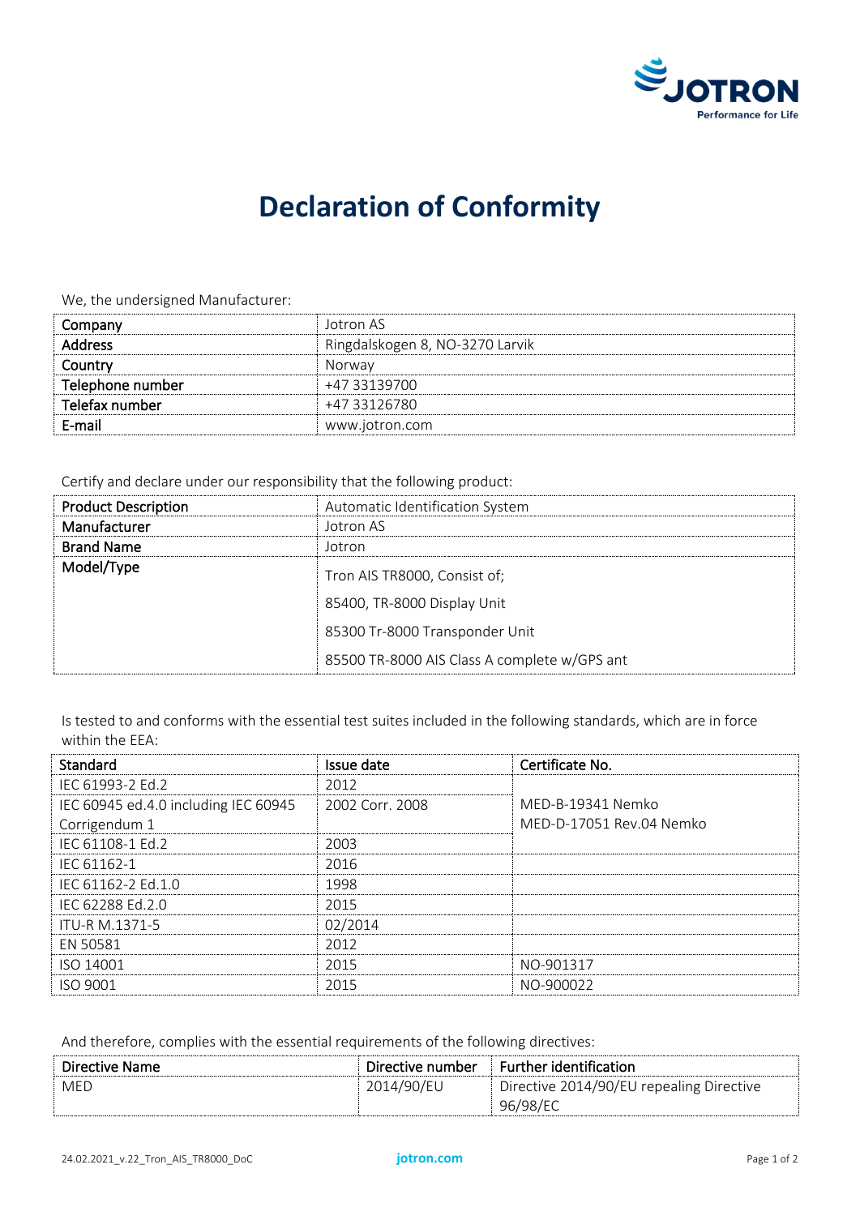# Declaration of Conformity

We, the undersigned Manufacturer:

| Company | Jotron AS |
|---|---|
| Address | Ringdalskogen 8, NO-3270 Larvik |
| Country | Norway |
| Telephone number | +47 33139700 |
| Telefax number | +47 33126780 |
| E-mail | www.jotron.com |

Certify and declare under our responsibility that the following product:

| Product Description | Automatic Identification System |
|---|---|
| Manufacturer | Jotron AS |
| Brand Name | Jotron |
| Model/Type | Tron AIS TR8000, Consist of;<br>85400, TR-8000 Display Unit<br>85300 Tr-8000 Transponder Unit<br>85500 TR-8000 AIS Class A complete w/GPS ant |

Is tested to and conforms with the essential test suites included in the following standards, which are in force within the EEA:

| Standard | Issue date | Certificate No. |
|---|---|---|
| IEC 61993-2 Ed.2 | 2012 | MED-B-19341 Nemko<br>MED-D-17051 Rev.04 Nemko |
| IEC 60945 ed.4.0 including IEC 60945 Corrigendum 1 | 2002 Corr. 2008 | |
| IEC 61108-1 Ed.2 | 2003 | |
| IEC 61162-1 | 2016 | |
| IEC 61162-2 Ed.1.0 | 1998 | |
| IEC 62288 Ed.2.0 | 2015 | |
| ITU-R M.1371-5 | 02/2014 | |
| EN 50581 | 2012 | |
| ISO 14001 | 2015 | NO-901317 |
| ISO 9001 | 2015 | NO-900022 |

And therefore, complies with the essential requirements of the following directives:

| Directive Name | Directive number | Further identification |
|---|---|---|
| MED | 2014/90/EU | Directive 2014/90/EU repealing Directive 96/98/EC |

24.02.2021_v.22_Tron_AIS_TR8000_DoC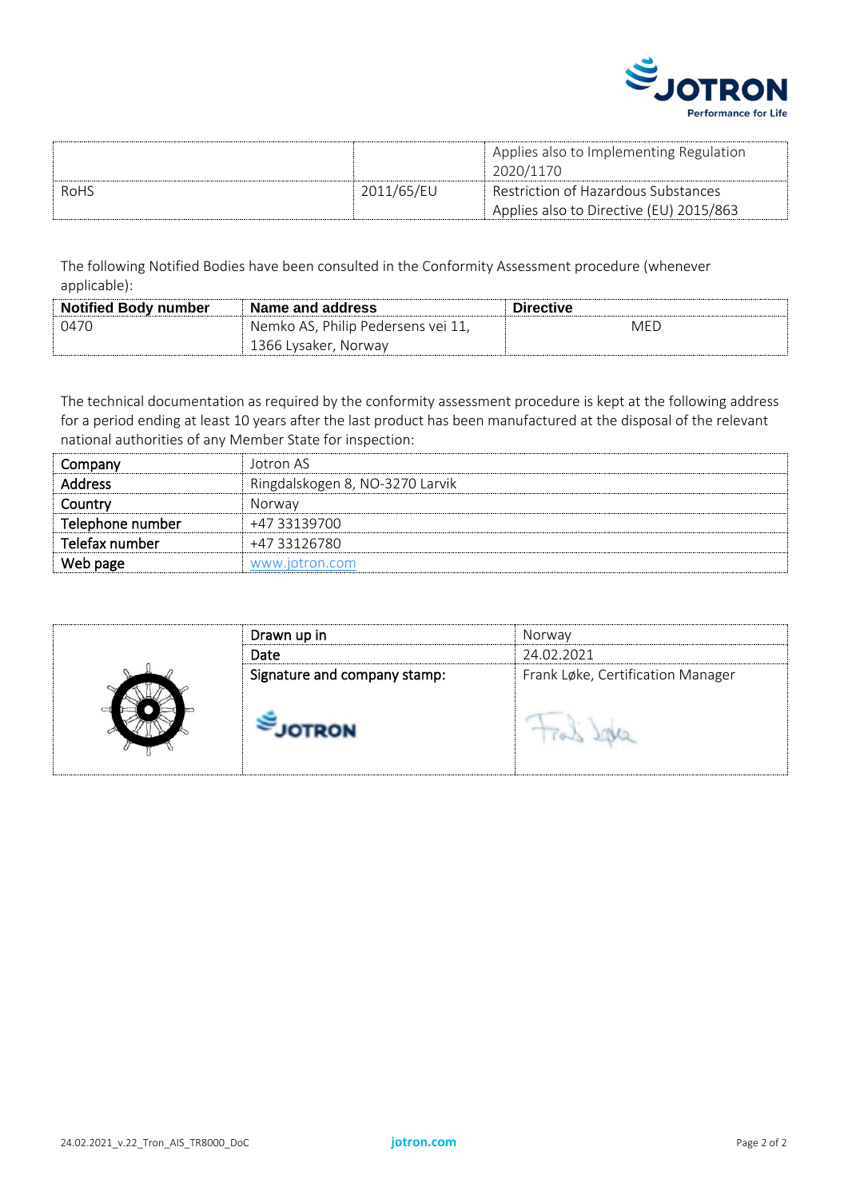| | | |
|---|---|---|
| | | Applies also to Implementing Regulation 2020/1170 |
| RoHS | 2011/65/EU | Restriction of Hazardous Substances<br>Applies also to Directive (EU) 2015/863 |

The following Notified Bodies have been consulted in the Conformity Assessment procedure (whenever applicable):

| Notified Body number | Name and address | Directive |
|---|---|---|
| 0470 | Nemko AS, Philip Pedersens vei 11, 1366 Lysaker, Norway | MED |

The technical documentation as required by the conformity assessment procedure is kept at the following address for a period ending at least 10 years after the last product has been manufactured at the disposal of the relevant national authorities of any Member State for inspection:

| | |
|---|---|
| Company | Jotron AS |
| Address | Ringdalskogen 8, NO-3270 Larvik |
| Country | Norway |
| Telephone number | +47 33139700 |
| Telefax number | +47 33126780 |
| Web page | www.jotron.com |

| | | |
|---|---|---|
| | Drawn up in | Norway |
| | Date | 24.02.2021 |
| | Signature and company stamp:<br>JOTRON | Frank Løke, Certification Manager |